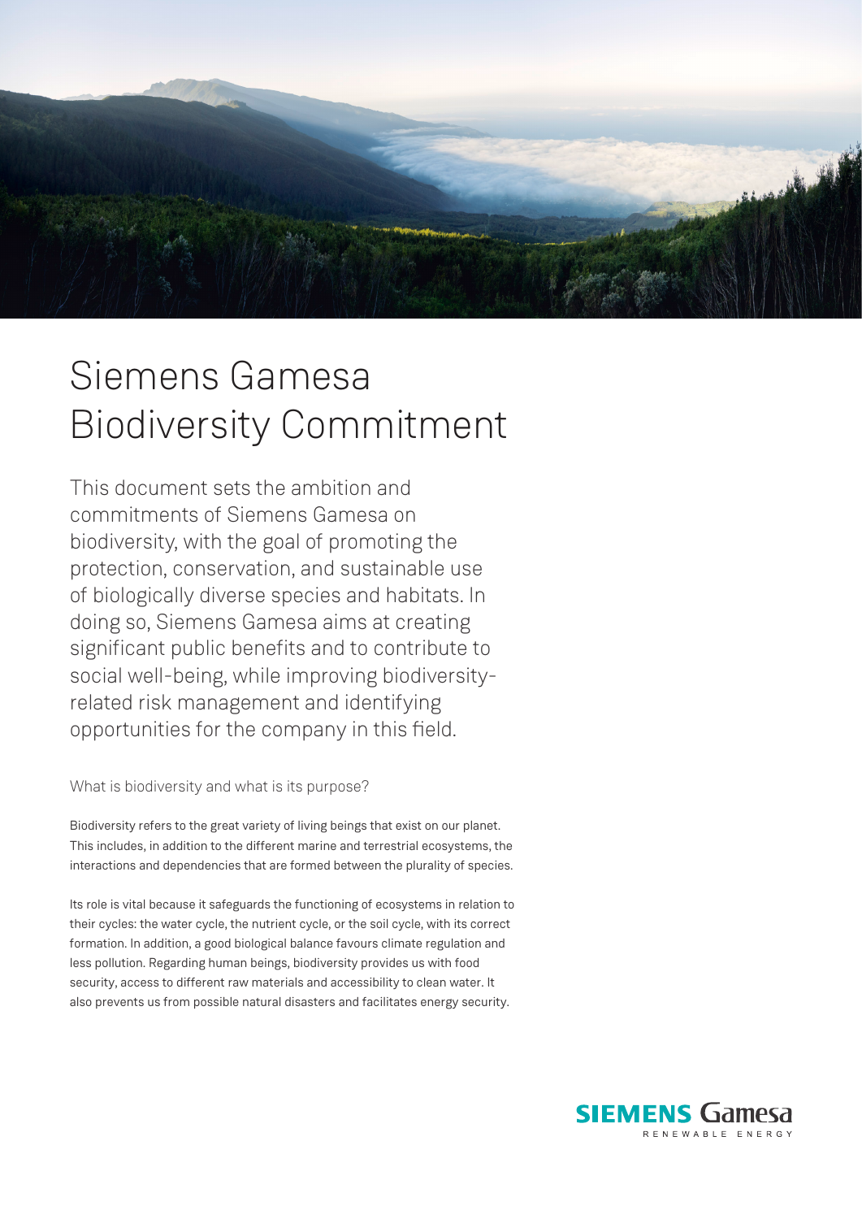# Siemens Gamesa Biodiversity Commitment

This document sets the ambition and commitments of Siemens Gamesa on biodiversity, with the goal of promoting the protection, conservation, and sustainable use of biologically diverse species and habitats. In doing so, Siemens Gamesa aims at creating significant public benefits and to contribute to social well-being, while improving biodiversity-related risk management and identifying opportunities for the company in this field.

## What is biodiversity and what is its purpose?

Biodiversity refers to the great variety of living beings that exist on our planet. This includes, in addition to the different marine and terrestrial ecosystems, the interactions and dependencies that are formed between the plurality of species.

Its role is vital because it safeguards the functioning of ecosystems in relation to their cycles: the water cycle, the nutrient cycle, or the soil cycle, with its correct formation. In addition, a good biological balance favours climate regulation and less pollution. Regarding human beings, biodiversity provides us with food security, access to different raw materials and accessibility to clean water. It also prevents us from possible natural disasters and facilitates energy security.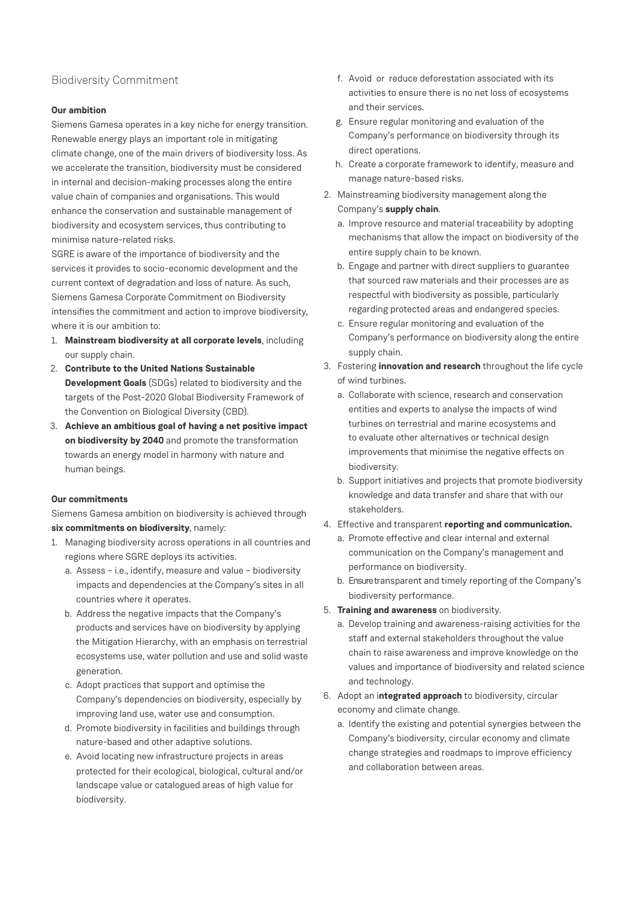## Biodiversity Commitment

**Our ambition**

Siemens Gamesa operates in a key niche for energy transition. Renewable energy plays an important role in mitigating climate change, one of the main drivers of biodiversity loss. As we accelerate the transition, biodiversity must be considered in internal and decision-making processes along the entire value chain of companies and organisations. This would enhance the conservation and sustainable management of biodiversity and ecosystem services, thus contributing to minimise nature-related risks.

SGRE is aware of the importance of biodiversity and the services it provides to socio-economic development and the current context of degradation and loss of nature. As such, Siemens Gamesa Corporate Commitment on Biodiversity intensifies the commitment and action to improve biodiversity, where it is our ambition to:

1. **Mainstream biodiversity at all corporate levels**, including our supply chain.
2. **Contribute to the United Nations Sustainable Development Goals** (SDGs) related to biodiversity and the targets of the Post-2020 Global Biodiversity Framework of the Convention on Biological Diversity (CBD).
3. **Achieve an ambitious goal of having a net positive impact on biodiversity by 2040** and promote the transformation towards an energy model in harmony with nature and human beings.

**Our commitments**

Siemens Gamesa ambition on biodiversity is achieved through **six commitments on biodiversity**, namely:

1. Managing biodiversity across operations in all countries and regions where SGRE deploys its activities.
   a. Assess – i.e., identify, measure and value – biodiversity impacts and dependencies at the Company's sites in all countries where it operates.
   b. Address the negative impacts that the Company's products and services have on biodiversity by applying the Mitigation Hierarchy, with an emphasis on terrestrial ecosystems use, water pollution and use and solid waste generation.
   c. Adopt practices that support and optimise the Company's dependencies on biodiversity, especially by improving land use, water use and consumption.
   d. Promote biodiversity in facilities and buildings through nature-based and other adaptive solutions.
   e. Avoid locating new infrastructure projects in areas protected for their ecological, biological, cultural and/or landscape value or catalogued areas of high value for biodiversity.
   f. Avoid or reduce deforestation associated with its activities to ensure there is no net loss of ecosystems and their services.
   g. Ensure regular monitoring and evaluation of the Company's performance on biodiversity through its direct operations.
   h. Create a corporate framework to identify, measure and manage nature-based risks.
2. Mainstreaming biodiversity management along the Company's **supply chain**.
   a. Improve resource and material traceability by adopting mechanisms that allow the impact on biodiversity of the entire supply chain to be known.
   b. Engage and partner with direct suppliers to guarantee that sourced raw materials and their processes are as respectful with biodiversity as possible, particularly regarding protected areas and endangered species.
   c. Ensure regular monitoring and evaluation of the Company's performance on biodiversity along the entire supply chain.
3. Fostering **innovation and research** throughout the life cycle of wind turbines.
   a. Collaborate with science, research and conservation entities and experts to analyse the impacts of wind turbines on terrestrial and marine ecosystems and to evaluate other alternatives or technical design improvements that minimise the negative effects on biodiversity.
   b. Support initiatives and projects that promote biodiversity knowledge and data transfer and share that with our stakeholders.
4. Effective and transparent **reporting and communication.**
   a. Promote effective and clear internal and external communication on the Company's management and performance on biodiversity.
   b. Ensure transparent and timely reporting of the Company's biodiversity performance.
5. **Training and awareness** on biodiversity.
   a. Develop training and awareness-raising activities for the staff and external stakeholders throughout the value chain to raise awareness and improve knowledge on the values and importance of biodiversity and related science and technology.
6. Adopt an i**ntegrated approach** to biodiversity, circular economy and climate change.
   a. Identify the existing and potential synergies between the Company's biodiversity, circular economy and climate change strategies and roadmaps to improve efficiency and collaboration between areas.